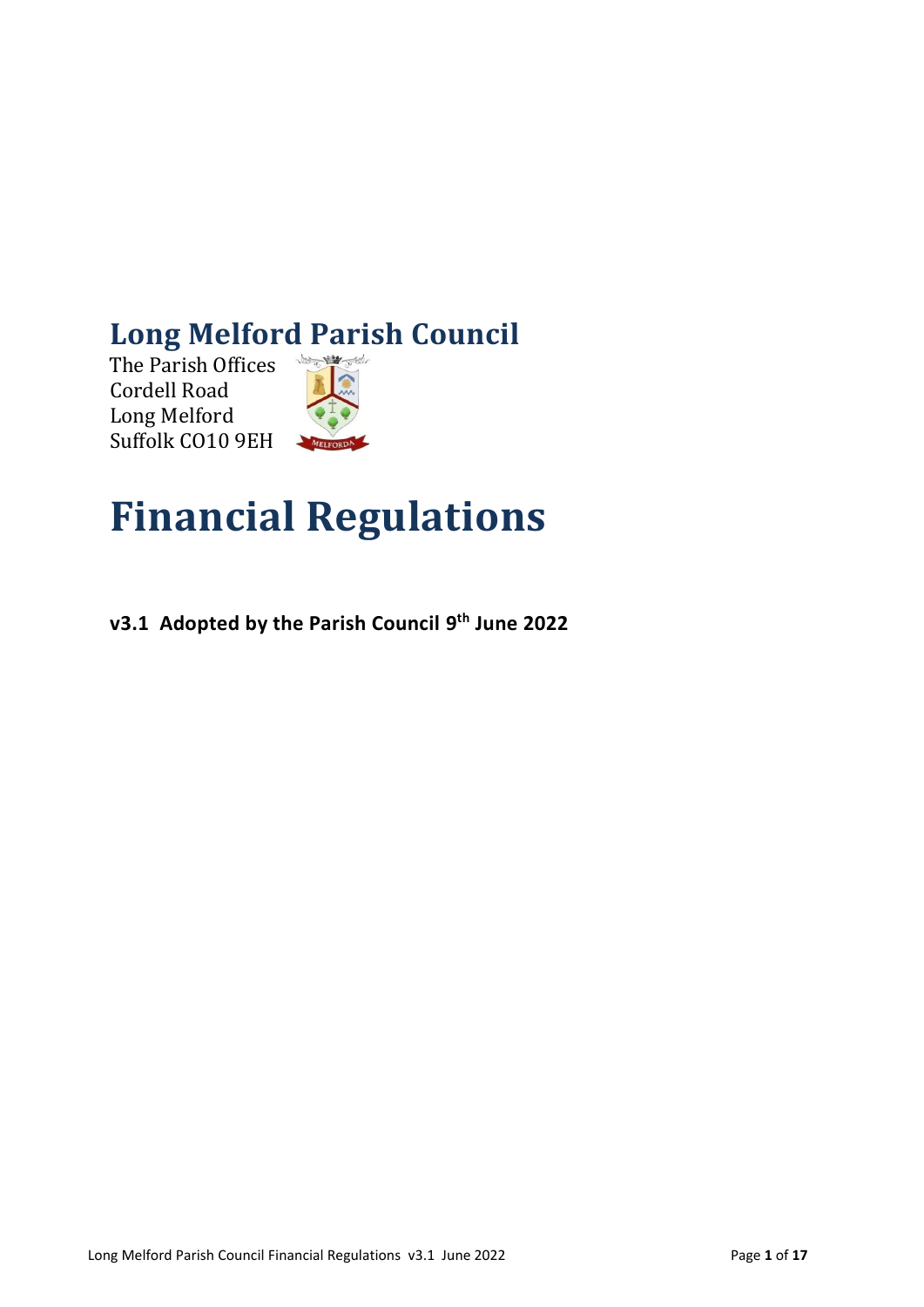# Long Melford Parish Council

The Parish Offices
Cordell Road
Long Melford
Suffolk CO10 9EH

# Financial Regulations

**v3.1 Adopted by the Parish Council 9th June 2022**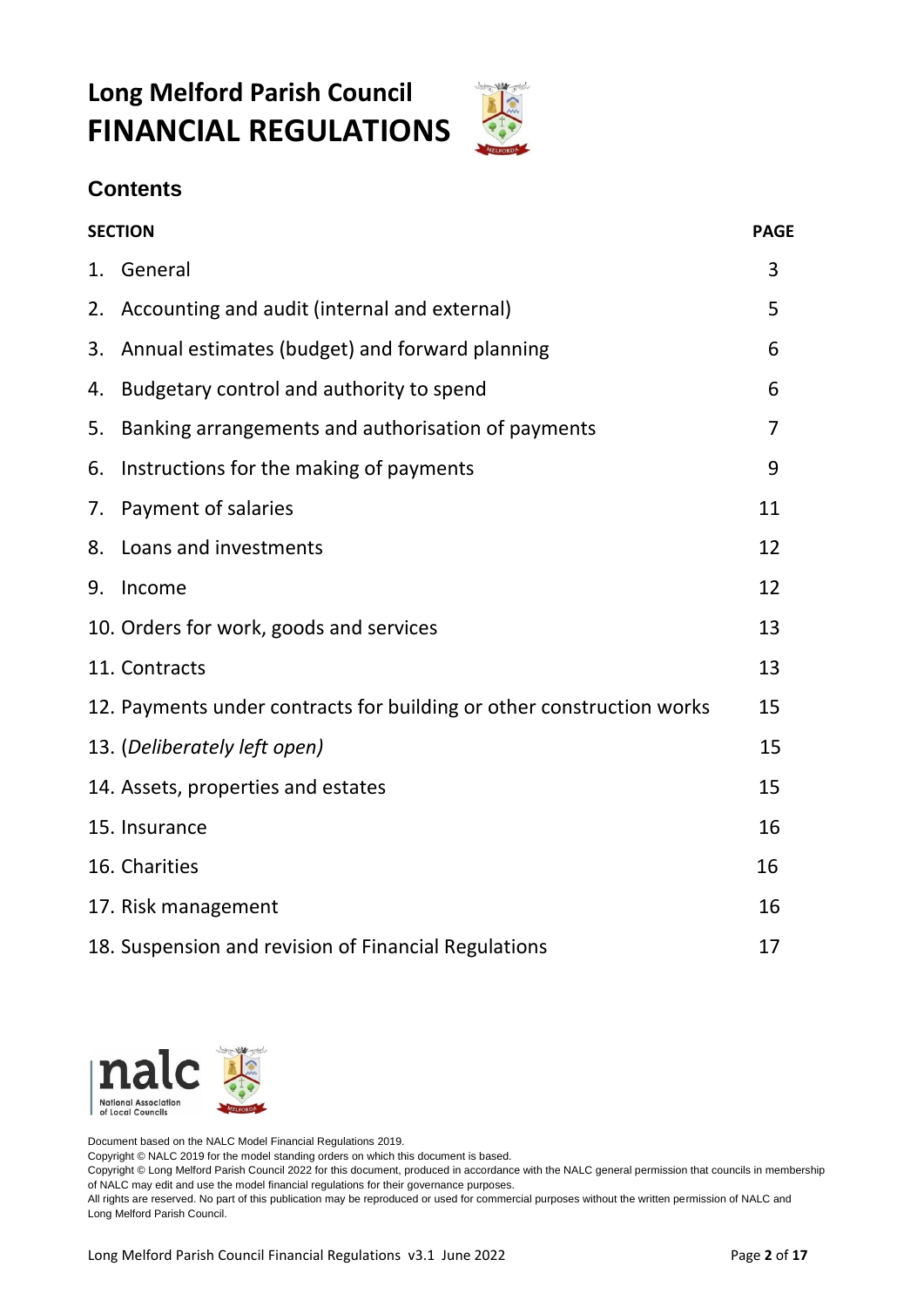# Long Melford Parish Council
# FINANCIAL REGULATIONS

## Contents

| SECTION | PAGE |
|---|---|
| 1. General | 3 |
| 2. Accounting and audit (internal and external) | 5 |
| 3. Annual estimates (budget) and forward planning | 6 |
| 4. Budgetary control and authority to spend | 6 |
| 5. Banking arrangements and authorisation of payments | 7 |
| 6. Instructions for the making of payments | 9 |
| 7. Payment of salaries | 11 |
| 8. Loans and investments | 12 |
| 9. Income | 12 |
| 10. Orders for work, goods and services | 13 |
| 11. Contracts | 13 |
| 12. Payments under contracts for building or other construction works | 15 |
| 13. (*Deliberately left open)* | 15 |
| 14. Assets, properties and estates | 15 |
| 15. Insurance | 16 |
| 16. Charities | 16 |
| 17. Risk management | 16 |
| 18. Suspension and revision of Financial Regulations | 17 |

Document based on the NALC Model Financial Regulations 2019.
Copyright © NALC 2019 for the model standing orders on which this document is based.
Copyright © Long Melford Parish Council 2022 for this document, produced in accordance with the NALC general permission that councils in membership of NALC may edit and use the model financial regulations for their governance purposes.
All rights are reserved. No part of this publication may be reproduced or used for commercial purposes without the written permission of NALC and Long Melford Parish Council.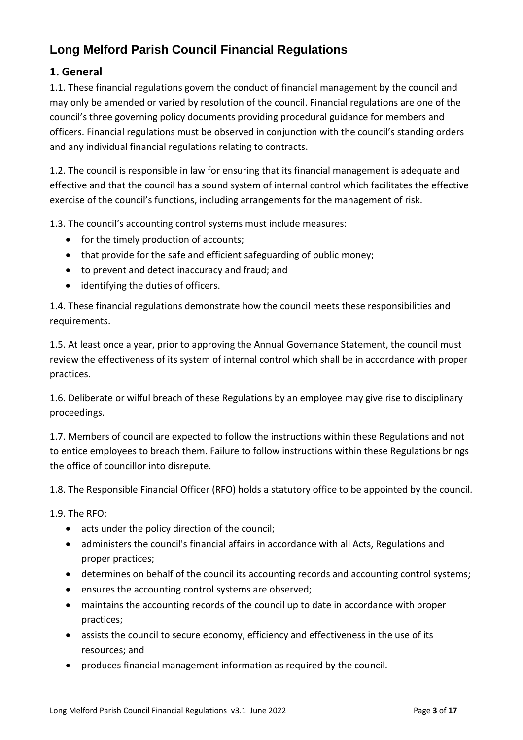# Long Melford Parish Council Financial Regulations

## 1. General

1.1. These financial regulations govern the conduct of financial management by the council and may only be amended or varied by resolution of the council. Financial regulations are one of the council's three governing policy documents providing procedural guidance for members and officers. Financial regulations must be observed in conjunction with the council's standing orders and any individual financial regulations relating to contracts.

1.2. The council is responsible in law for ensuring that its financial management is adequate and effective and that the council has a sound system of internal control which facilitates the effective exercise of the council's functions, including arrangements for the management of risk.

1.3. The council's accounting control systems must include measures:

- for the timely production of accounts;
- that provide for the safe and efficient safeguarding of public money;
- to prevent and detect inaccuracy and fraud; and
- identifying the duties of officers.

1.4. These financial regulations demonstrate how the council meets these responsibilities and requirements.

1.5. At least once a year, prior to approving the Annual Governance Statement, the council must review the effectiveness of its system of internal control which shall be in accordance with proper practices.

1.6. Deliberate or wilful breach of these Regulations by an employee may give rise to disciplinary proceedings.

1.7. Members of council are expected to follow the instructions within these Regulations and not to entice employees to breach them. Failure to follow instructions within these Regulations brings the office of councillor into disrepute.

1.8. The Responsible Financial Officer (RFO) holds a statutory office to be appointed by the council.

1.9. The RFO;

- acts under the policy direction of the council;
- administers the council's financial affairs in accordance with all Acts, Regulations and proper practices;
- determines on behalf of the council its accounting records and accounting control systems;
- ensures the accounting control systems are observed;
- maintains the accounting records of the council up to date in accordance with proper practices;
- assists the council to secure economy, efficiency and effectiveness in the use of its resources; and
- produces financial management information as required by the council.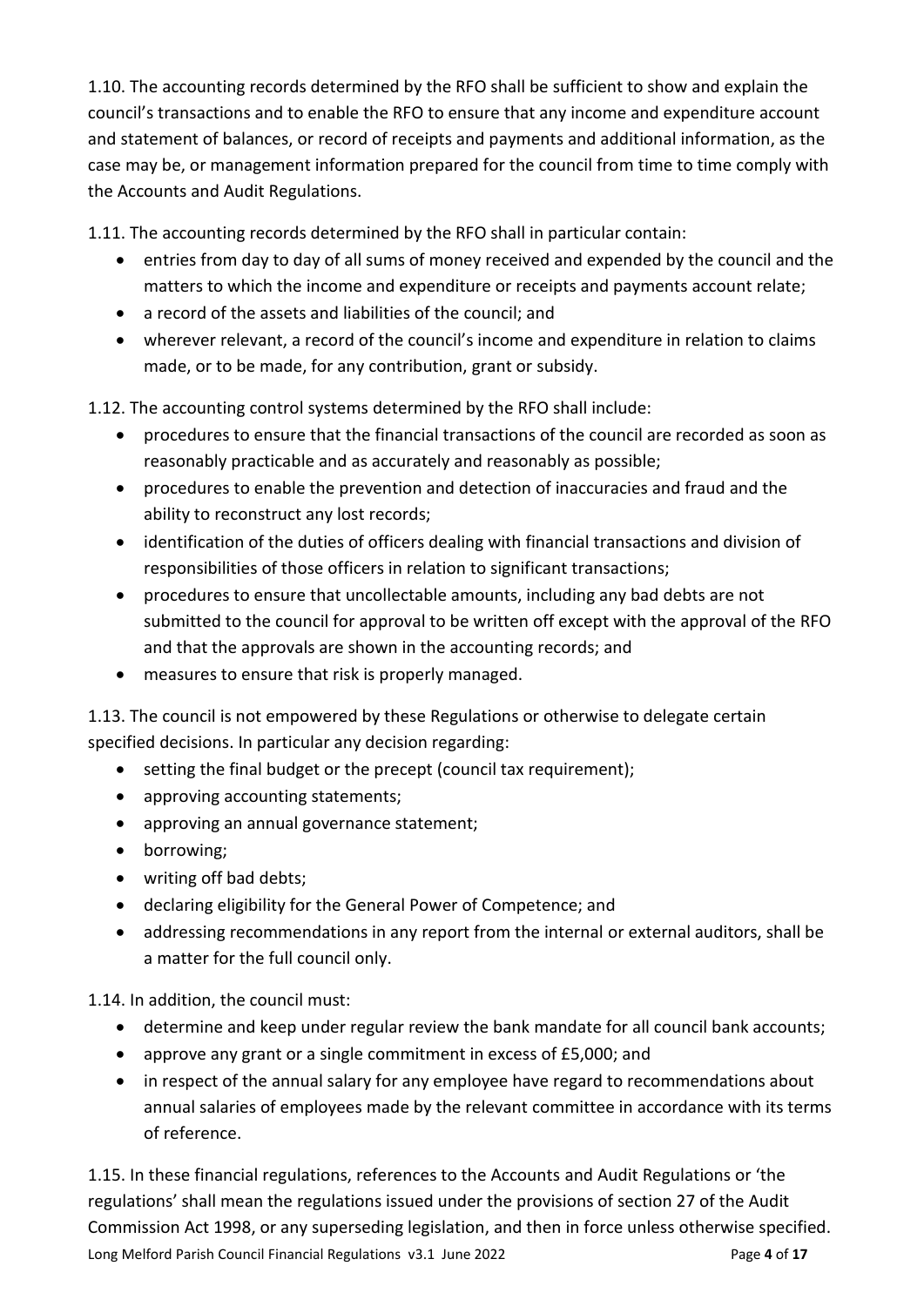1.10. The accounting records determined by the RFO shall be sufficient to show and explain the council's transactions and to enable the RFO to ensure that any income and expenditure account and statement of balances, or record of receipts and payments and additional information, as the case may be, or management information prepared for the council from time to time comply with the Accounts and Audit Regulations.

1.11. The accounting records determined by the RFO shall in particular contain:

- entries from day to day of all sums of money received and expended by the council and the matters to which the income and expenditure or receipts and payments account relate;
- a record of the assets and liabilities of the council; and
- wherever relevant, a record of the council's income and expenditure in relation to claims made, or to be made, for any contribution, grant or subsidy.

1.12. The accounting control systems determined by the RFO shall include:

- procedures to ensure that the financial transactions of the council are recorded as soon as reasonably practicable and as accurately and reasonably as possible;
- procedures to enable the prevention and detection of inaccuracies and fraud and the ability to reconstruct any lost records;
- identification of the duties of officers dealing with financial transactions and division of responsibilities of those officers in relation to significant transactions;
- procedures to ensure that uncollectable amounts, including any bad debts are not submitted to the council for approval to be written off except with the approval of the RFO and that the approvals are shown in the accounting records; and
- measures to ensure that risk is properly managed.

1.13. The council is not empowered by these Regulations or otherwise to delegate certain specified decisions. In particular any decision regarding:

- setting the final budget or the precept (council tax requirement);
- approving accounting statements;
- approving an annual governance statement;
- borrowing;
- writing off bad debts;
- declaring eligibility for the General Power of Competence; and
- addressing recommendations in any report from the internal or external auditors, shall be a matter for the full council only.

1.14. In addition, the council must:

- determine and keep under regular review the bank mandate for all council bank accounts;
- approve any grant or a single commitment in excess of £5,000; and
- in respect of the annual salary for any employee have regard to recommendations about annual salaries of employees made by the relevant committee in accordance with its terms of reference.

1.15. In these financial regulations, references to the Accounts and Audit Regulations or 'the regulations' shall mean the regulations issued under the provisions of section 27 of the Audit Commission Act 1998, or any superseding legislation, and then in force unless otherwise specified.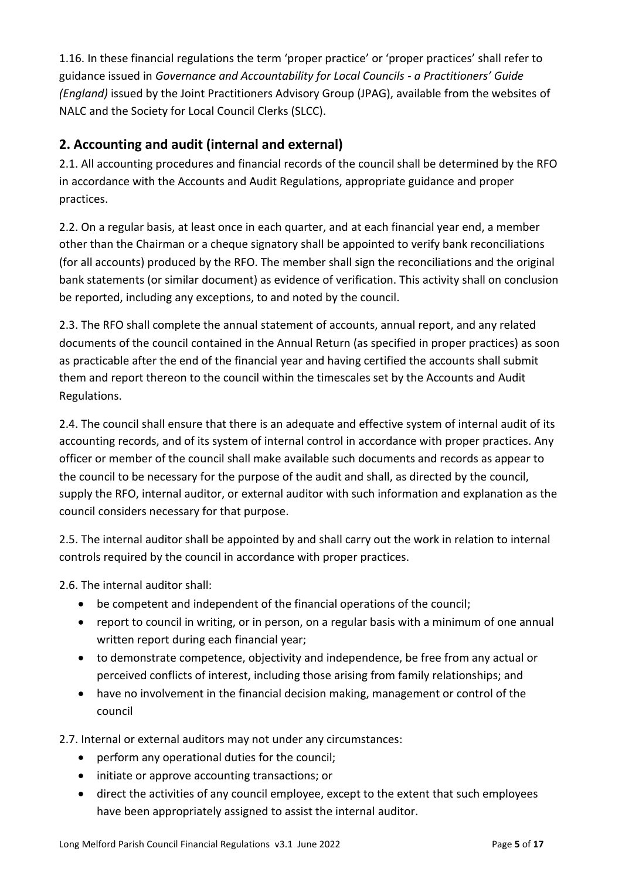1.16. In these financial regulations the term 'proper practice' or 'proper practices' shall refer to guidance issued in *Governance and Accountability for Local Councils - a Practitioners' Guide (England)* issued by the Joint Practitioners Advisory Group (JPAG), available from the websites of NALC and the Society for Local Council Clerks (SLCC).

## 2. Accounting and audit (internal and external)

2.1. All accounting procedures and financial records of the council shall be determined by the RFO in accordance with the Accounts and Audit Regulations, appropriate guidance and proper practices.

2.2. On a regular basis, at least once in each quarter, and at each financial year end, a member other than the Chairman or a cheque signatory shall be appointed to verify bank reconciliations (for all accounts) produced by the RFO. The member shall sign the reconciliations and the original bank statements (or similar document) as evidence of verification. This activity shall on conclusion be reported, including any exceptions, to and noted by the council.

2.3. The RFO shall complete the annual statement of accounts, annual report, and any related documents of the council contained in the Annual Return (as specified in proper practices) as soon as practicable after the end of the financial year and having certified the accounts shall submit them and report thereon to the council within the timescales set by the Accounts and Audit Regulations.

2.4. The council shall ensure that there is an adequate and effective system of internal audit of its accounting records, and of its system of internal control in accordance with proper practices. Any officer or member of the council shall make available such documents and records as appear to the council to be necessary for the purpose of the audit and shall, as directed by the council, supply the RFO, internal auditor, or external auditor with such information and explanation as the council considers necessary for that purpose.

2.5. The internal auditor shall be appointed by and shall carry out the work in relation to internal controls required by the council in accordance with proper practices.

2.6. The internal auditor shall:

- be competent and independent of the financial operations of the council;
- report to council in writing, or in person, on a regular basis with a minimum of one annual written report during each financial year;
- to demonstrate competence, objectivity and independence, be free from any actual or perceived conflicts of interest, including those arising from family relationships; and
- have no involvement in the financial decision making, management or control of the council

2.7. Internal or external auditors may not under any circumstances:

- perform any operational duties for the council;
- initiate or approve accounting transactions; or
- direct the activities of any council employee, except to the extent that such employees have been appropriately assigned to assist the internal auditor.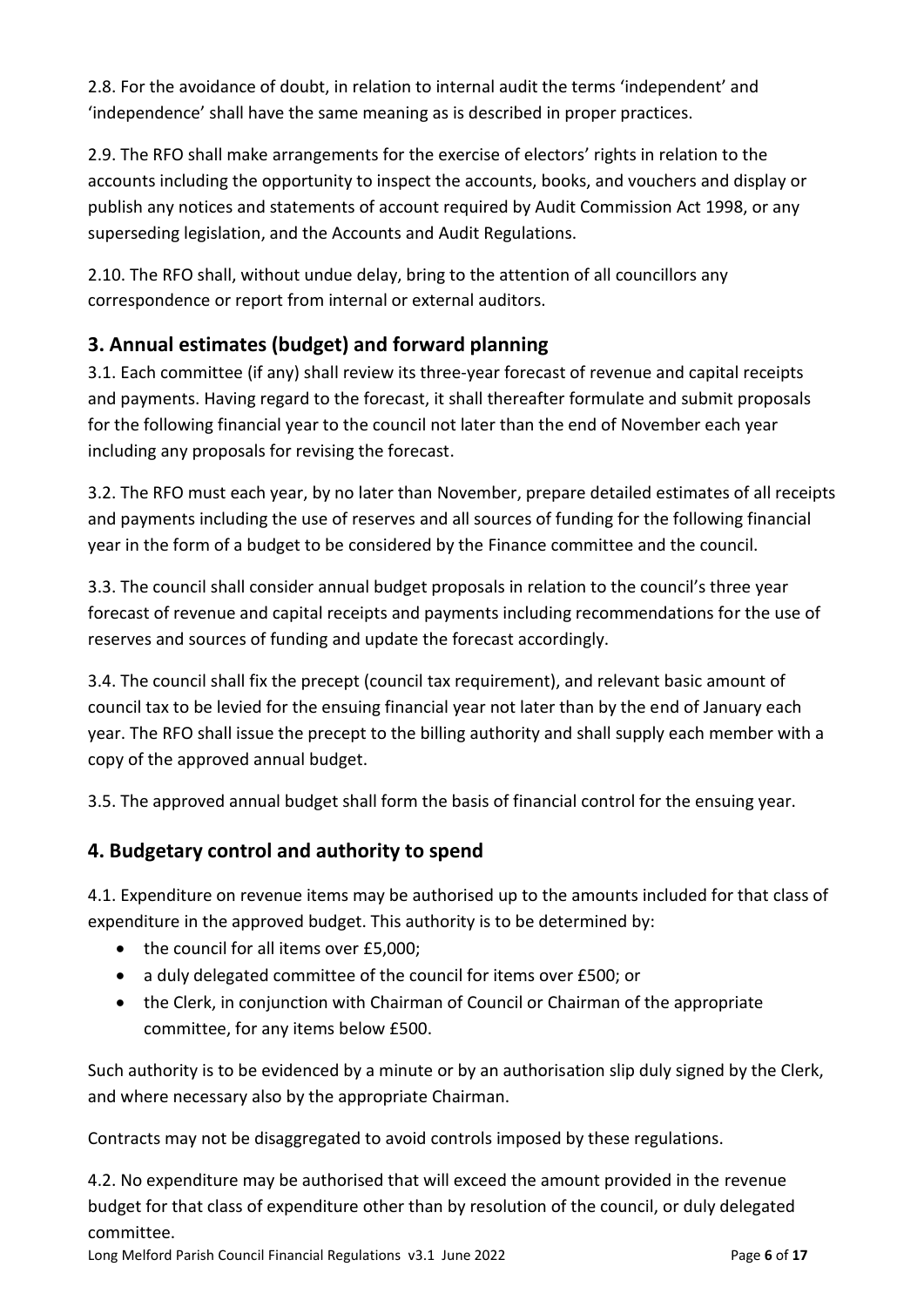2.8. For the avoidance of doubt, in relation to internal audit the terms 'independent' and 'independence' shall have the same meaning as is described in proper practices.

2.9. The RFO shall make arrangements for the exercise of electors' rights in relation to the accounts including the opportunity to inspect the accounts, books, and vouchers and display or publish any notices and statements of account required by Audit Commission Act 1998, or any superseding legislation, and the Accounts and Audit Regulations.

2.10. The RFO shall, without undue delay, bring to the attention of all councillors any correspondence or report from internal or external auditors.

## 3. Annual estimates (budget) and forward planning

3.1. Each committee (if any) shall review its three-year forecast of revenue and capital receipts and payments. Having regard to the forecast, it shall thereafter formulate and submit proposals for the following financial year to the council not later than the end of November each year including any proposals for revising the forecast.

3.2. The RFO must each year, by no later than November, prepare detailed estimates of all receipts and payments including the use of reserves and all sources of funding for the following financial year in the form of a budget to be considered by the Finance committee and the council.

3.3. The council shall consider annual budget proposals in relation to the council's three year forecast of revenue and capital receipts and payments including recommendations for the use of reserves and sources of funding and update the forecast accordingly.

3.4. The council shall fix the precept (council tax requirement), and relevant basic amount of council tax to be levied for the ensuing financial year not later than by the end of January each year. The RFO shall issue the precept to the billing authority and shall supply each member with a copy of the approved annual budget.

3.5. The approved annual budget shall form the basis of financial control for the ensuing year.

## 4. Budgetary control and authority to spend

4.1. Expenditure on revenue items may be authorised up to the amounts included for that class of expenditure in the approved budget. This authority is to be determined by:

- the council for all items over £5,000;
- a duly delegated committee of the council for items over £500; or
- the Clerk, in conjunction with Chairman of Council or Chairman of the appropriate committee, for any items below £500.

Such authority is to be evidenced by a minute or by an authorisation slip duly signed by the Clerk, and where necessary also by the appropriate Chairman.

Contracts may not be disaggregated to avoid controls imposed by these regulations.

4.2. No expenditure may be authorised that will exceed the amount provided in the revenue budget for that class of expenditure other than by resolution of the council, or duly delegated committee.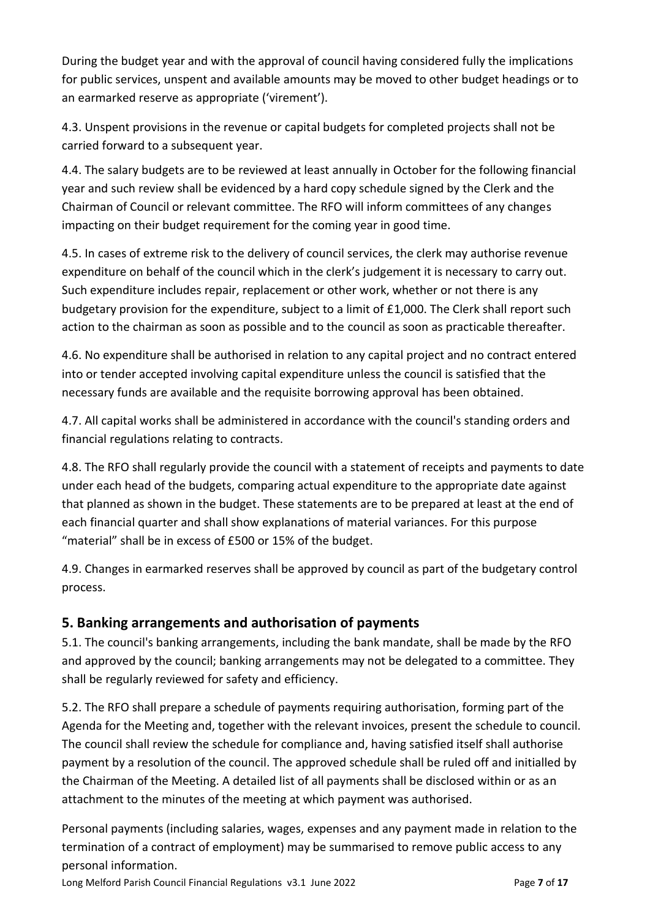During the budget year and with the approval of council having considered fully the implications for public services, unspent and available amounts may be moved to other budget headings or to an earmarked reserve as appropriate ('virement').

4.3. Unspent provisions in the revenue or capital budgets for completed projects shall not be carried forward to a subsequent year.

4.4. The salary budgets are to be reviewed at least annually in October for the following financial year and such review shall be evidenced by a hard copy schedule signed by the Clerk and the Chairman of Council or relevant committee. The RFO will inform committees of any changes impacting on their budget requirement for the coming year in good time.

4.5. In cases of extreme risk to the delivery of council services, the clerk may authorise revenue expenditure on behalf of the council which in the clerk's judgement it is necessary to carry out. Such expenditure includes repair, replacement or other work, whether or not there is any budgetary provision for the expenditure, subject to a limit of £1,000. The Clerk shall report such action to the chairman as soon as possible and to the council as soon as practicable thereafter.

4.6. No expenditure shall be authorised in relation to any capital project and no contract entered into or tender accepted involving capital expenditure unless the council is satisfied that the necessary funds are available and the requisite borrowing approval has been obtained.

4.7. All capital works shall be administered in accordance with the council's standing orders and financial regulations relating to contracts.

4.8. The RFO shall regularly provide the council with a statement of receipts and payments to date under each head of the budgets, comparing actual expenditure to the appropriate date against that planned as shown in the budget. These statements are to be prepared at least at the end of each financial quarter and shall show explanations of material variances. For this purpose "material" shall be in excess of £500 or 15% of the budget.

4.9. Changes in earmarked reserves shall be approved by council as part of the budgetary control process.

## 5. Banking arrangements and authorisation of payments

5.1. The council's banking arrangements, including the bank mandate, shall be made by the RFO and approved by the council; banking arrangements may not be delegated to a committee. They shall be regularly reviewed for safety and efficiency.

5.2. The RFO shall prepare a schedule of payments requiring authorisation, forming part of the Agenda for the Meeting and, together with the relevant invoices, present the schedule to council. The council shall review the schedule for compliance and, having satisfied itself shall authorise payment by a resolution of the council. The approved schedule shall be ruled off and initialled by the Chairman of the Meeting. A detailed list of all payments shall be disclosed within or as an attachment to the minutes of the meeting at which payment was authorised.

Personal payments (including salaries, wages, expenses and any payment made in relation to the termination of a contract of employment) may be summarised to remove public access to any personal information.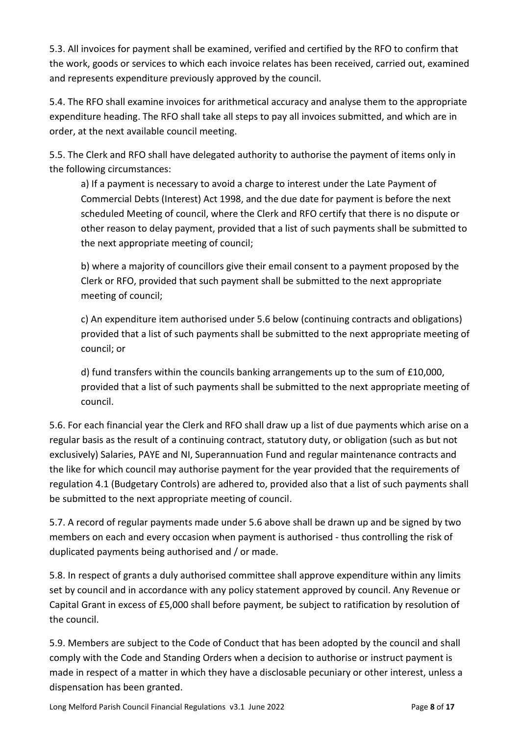5.3. All invoices for payment shall be examined, verified and certified by the RFO to confirm that the work, goods or services to which each invoice relates has been received, carried out, examined and represents expenditure previously approved by the council.

5.4. The RFO shall examine invoices for arithmetical accuracy and analyse them to the appropriate expenditure heading. The RFO shall take all steps to pay all invoices submitted, and which are in order, at the next available council meeting.

5.5. The Clerk and RFO shall have delegated authority to authorise the payment of items only in the following circumstances:

a) If a payment is necessary to avoid a charge to interest under the Late Payment of Commercial Debts (Interest) Act 1998, and the due date for payment is before the next scheduled Meeting of council, where the Clerk and RFO certify that there is no dispute or other reason to delay payment, provided that a list of such payments shall be submitted to the next appropriate meeting of council;

b) where a majority of councillors give their email consent to a payment proposed by the Clerk or RFO, provided that such payment shall be submitted to the next appropriate meeting of council;

c) An expenditure item authorised under 5.6 below (continuing contracts and obligations) provided that a list of such payments shall be submitted to the next appropriate meeting of council; or

d) fund transfers within the councils banking arrangements up to the sum of £10,000, provided that a list of such payments shall be submitted to the next appropriate meeting of council.

5.6. For each financial year the Clerk and RFO shall draw up a list of due payments which arise on a regular basis as the result of a continuing contract, statutory duty, or obligation (such as but not exclusively) Salaries, PAYE and NI, Superannuation Fund and regular maintenance contracts and the like for which council may authorise payment for the year provided that the requirements of regulation 4.1 (Budgetary Controls) are adhered to, provided also that a list of such payments shall be submitted to the next appropriate meeting of council.

5.7. A record of regular payments made under 5.6 above shall be drawn up and be signed by two members on each and every occasion when payment is authorised - thus controlling the risk of duplicated payments being authorised and / or made.

5.8. In respect of grants a duly authorised committee shall approve expenditure within any limits set by council and in accordance with any policy statement approved by council. Any Revenue or Capital Grant in excess of £5,000 shall before payment, be subject to ratification by resolution of the council.

5.9. Members are subject to the Code of Conduct that has been adopted by the council and shall comply with the Code and Standing Orders when a decision to authorise or instruct payment is made in respect of a matter in which they have a disclosable pecuniary or other interest, unless a dispensation has been granted.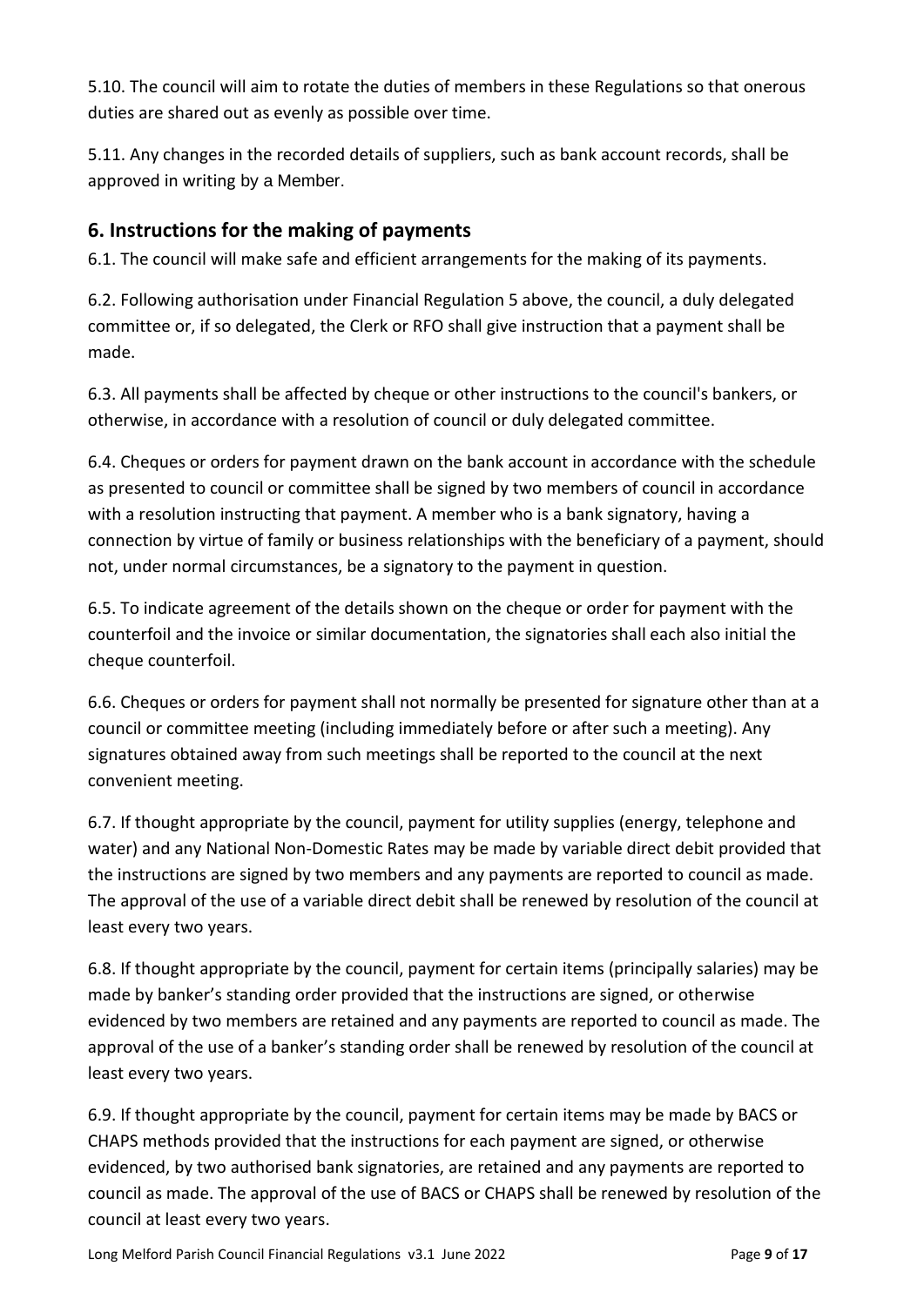5.10. The council will aim to rotate the duties of members in these Regulations so that onerous duties are shared out as evenly as possible over time.

5.11. Any changes in the recorded details of suppliers, such as bank account records, shall be approved in writing by a Member.

## 6. Instructions for the making of payments

6.1. The council will make safe and efficient arrangements for the making of its payments.

6.2. Following authorisation under Financial Regulation 5 above, the council, a duly delegated committee or, if so delegated, the Clerk or RFO shall give instruction that a payment shall be made.

6.3. All payments shall be affected by cheque or other instructions to the council's bankers, or otherwise, in accordance with a resolution of council or duly delegated committee.

6.4. Cheques or orders for payment drawn on the bank account in accordance with the schedule as presented to council or committee shall be signed by two members of council in accordance with a resolution instructing that payment. A member who is a bank signatory, having a connection by virtue of family or business relationships with the beneficiary of a payment, should not, under normal circumstances, be a signatory to the payment in question.

6.5. To indicate agreement of the details shown on the cheque or order for payment with the counterfoil and the invoice or similar documentation, the signatories shall each also initial the cheque counterfoil.

6.6. Cheques or orders for payment shall not normally be presented for signature other than at a council or committee meeting (including immediately before or after such a meeting). Any signatures obtained away from such meetings shall be reported to the council at the next convenient meeting.

6.7. If thought appropriate by the council, payment for utility supplies (energy, telephone and water) and any National Non-Domestic Rates may be made by variable direct debit provided that the instructions are signed by two members and any payments are reported to council as made. The approval of the use of a variable direct debit shall be renewed by resolution of the council at least every two years.

6.8. If thought appropriate by the council, payment for certain items (principally salaries) may be made by banker's standing order provided that the instructions are signed, or otherwise evidenced by two members are retained and any payments are reported to council as made. The approval of the use of a banker's standing order shall be renewed by resolution of the council at least every two years.

6.9. If thought appropriate by the council, payment for certain items may be made by BACS or CHAPS methods provided that the instructions for each payment are signed, or otherwise evidenced, by two authorised bank signatories, are retained and any payments are reported to council as made. The approval of the use of BACS or CHAPS shall be renewed by resolution of the council at least every two years.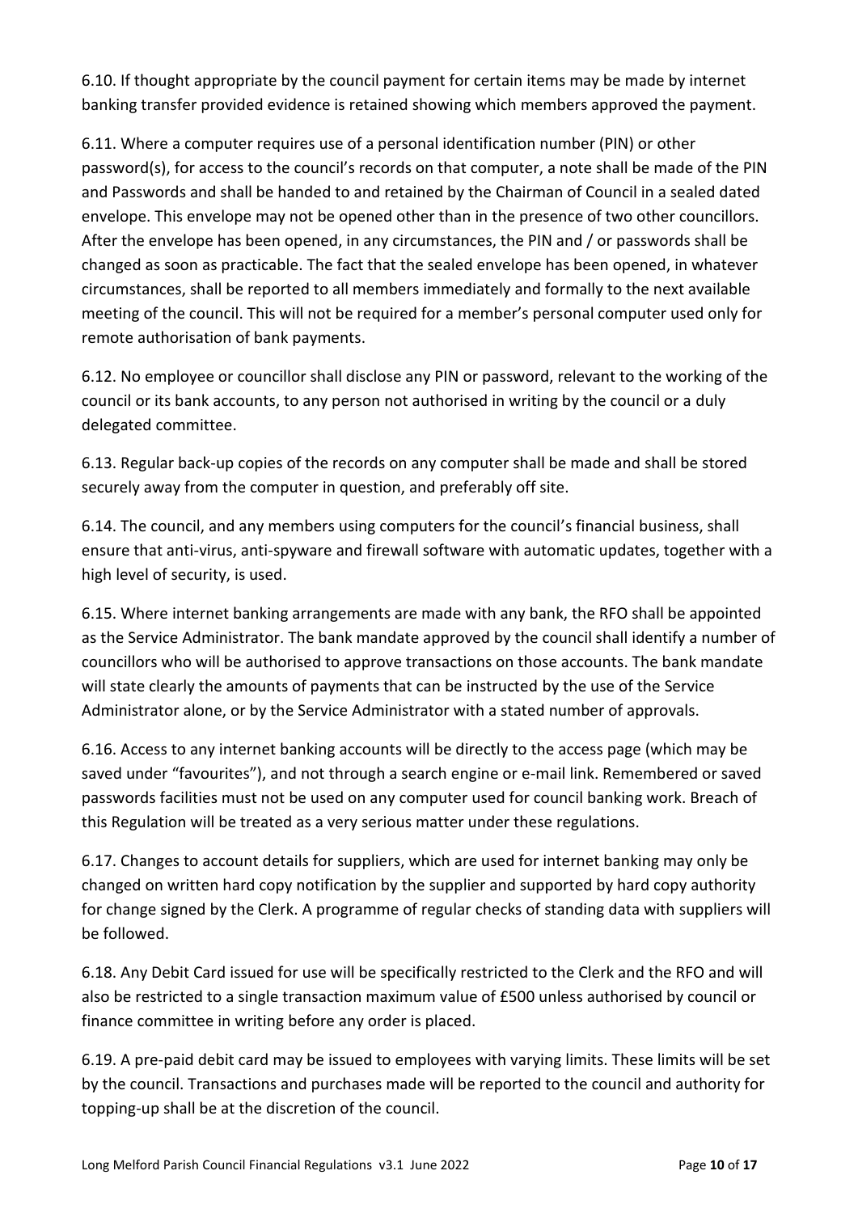6.10. If thought appropriate by the council payment for certain items may be made by internet banking transfer provided evidence is retained showing which members approved the payment.

6.11. Where a computer requires use of a personal identification number (PIN) or other password(s), for access to the council's records on that computer, a note shall be made of the PIN and Passwords and shall be handed to and retained by the Chairman of Council in a sealed dated envelope. This envelope may not be opened other than in the presence of two other councillors. After the envelope has been opened, in any circumstances, the PIN and / or passwords shall be changed as soon as practicable. The fact that the sealed envelope has been opened, in whatever circumstances, shall be reported to all members immediately and formally to the next available meeting of the council. This will not be required for a member's personal computer used only for remote authorisation of bank payments.

6.12. No employee or councillor shall disclose any PIN or password, relevant to the working of the council or its bank accounts, to any person not authorised in writing by the council or a duly delegated committee.

6.13. Regular back-up copies of the records on any computer shall be made and shall be stored securely away from the computer in question, and preferably off site.

6.14. The council, and any members using computers for the council's financial business, shall ensure that anti-virus, anti-spyware and firewall software with automatic updates, together with a high level of security, is used.

6.15. Where internet banking arrangements are made with any bank, the RFO shall be appointed as the Service Administrator. The bank mandate approved by the council shall identify a number of councillors who will be authorised to approve transactions on those accounts. The bank mandate will state clearly the amounts of payments that can be instructed by the use of the Service Administrator alone, or by the Service Administrator with a stated number of approvals.

6.16. Access to any internet banking accounts will be directly to the access page (which may be saved under "favourites"), and not through a search engine or e-mail link. Remembered or saved passwords facilities must not be used on any computer used for council banking work. Breach of this Regulation will be treated as a very serious matter under these regulations.

6.17. Changes to account details for suppliers, which are used for internet banking may only be changed on written hard copy notification by the supplier and supported by hard copy authority for change signed by the Clerk. A programme of regular checks of standing data with suppliers will be followed.

6.18. Any Debit Card issued for use will be specifically restricted to the Clerk and the RFO and will also be restricted to a single transaction maximum value of £500 unless authorised by council or finance committee in writing before any order is placed.

6.19. A pre-paid debit card may be issued to employees with varying limits. These limits will be set by the council. Transactions and purchases made will be reported to the council and authority for topping-up shall be at the discretion of the council.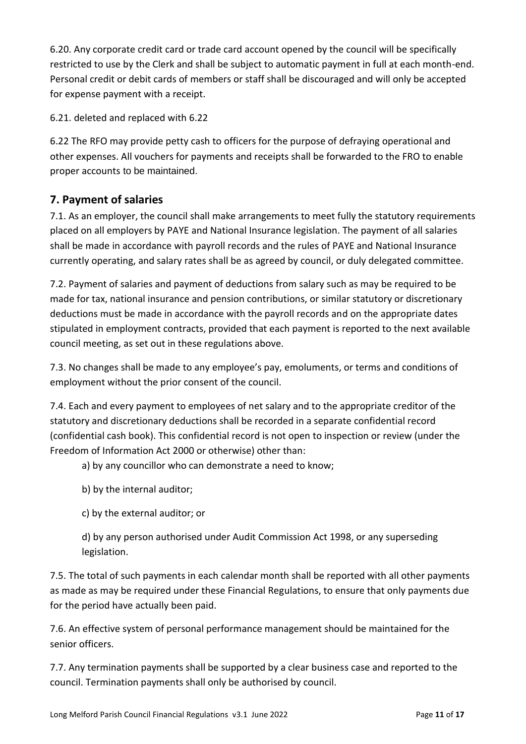6.20. Any corporate credit card or trade card account opened by the council will be specifically restricted to use by the Clerk and shall be subject to automatic payment in full at each month-end. Personal credit or debit cards of members or staff shall be discouraged and will only be accepted for expense payment with a receipt.

6.21. deleted and replaced with 6.22

6.22 The RFO may provide petty cash to officers for the purpose of defraying operational and other expenses. All vouchers for payments and receipts shall be forwarded to the FRO to enable proper accounts to be maintained.

## 7. Payment of salaries

7.1. As an employer, the council shall make arrangements to meet fully the statutory requirements placed on all employers by PAYE and National Insurance legislation. The payment of all salaries shall be made in accordance with payroll records and the rules of PAYE and National Insurance currently operating, and salary rates shall be as agreed by council, or duly delegated committee.

7.2. Payment of salaries and payment of deductions from salary such as may be required to be made for tax, national insurance and pension contributions, or similar statutory or discretionary deductions must be made in accordance with the payroll records and on the appropriate dates stipulated in employment contracts, provided that each payment is reported to the next available council meeting, as set out in these regulations above.

7.3. No changes shall be made to any employee's pay, emoluments, or terms and conditions of employment without the prior consent of the council.

7.4. Each and every payment to employees of net salary and to the appropriate creditor of the statutory and discretionary deductions shall be recorded in a separate confidential record (confidential cash book). This confidential record is not open to inspection or review (under the Freedom of Information Act 2000 or otherwise) other than:

a) by any councillor who can demonstrate a need to know;

b) by the internal auditor;

c) by the external auditor; or

d) by any person authorised under Audit Commission Act 1998, or any superseding legislation.

7.5. The total of such payments in each calendar month shall be reported with all other payments as made as may be required under these Financial Regulations, to ensure that only payments due for the period have actually been paid.

7.6. An effective system of personal performance management should be maintained for the senior officers.

7.7. Any termination payments shall be supported by a clear business case and reported to the council. Termination payments shall only be authorised by council.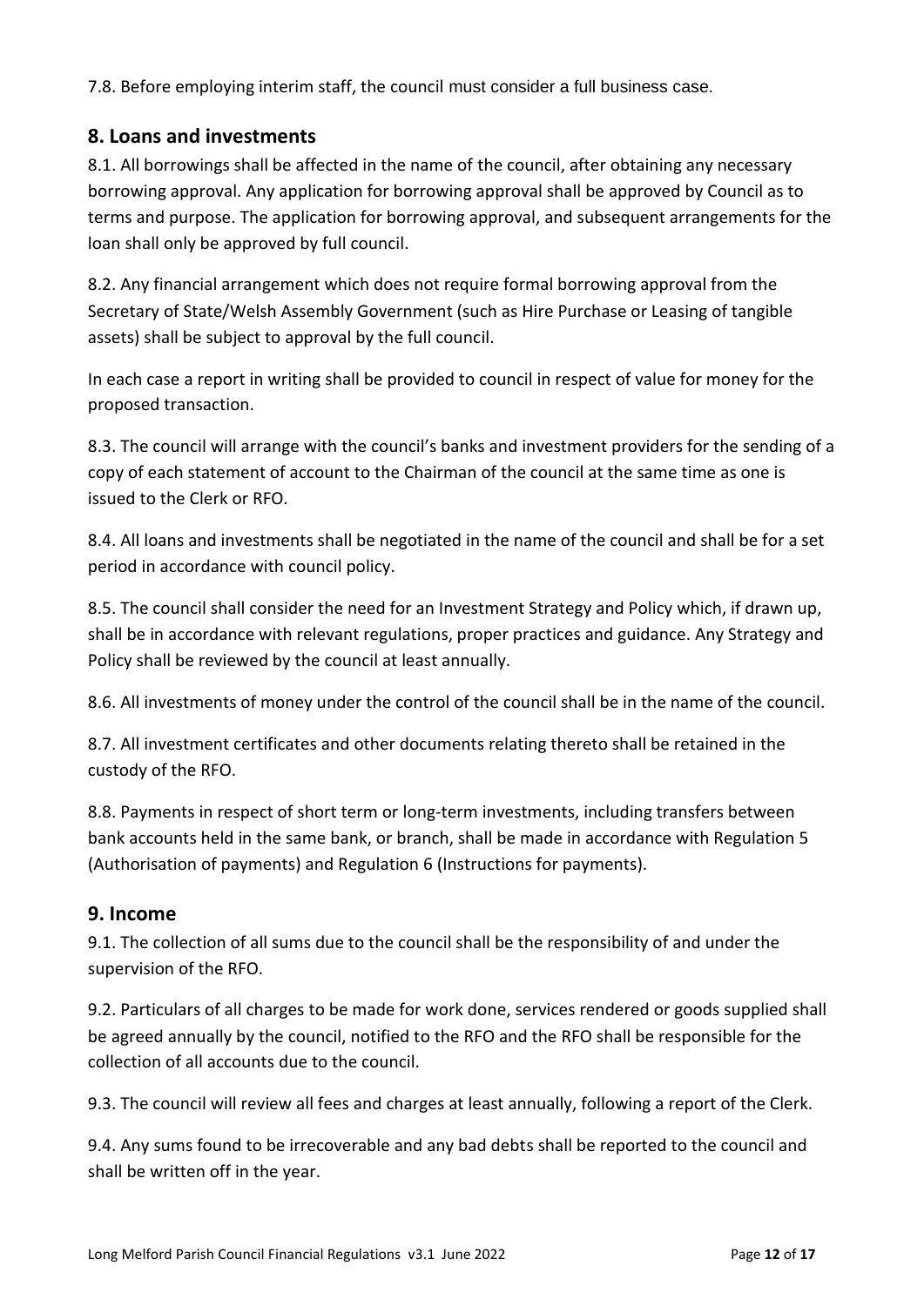7.8. Before employing interim staff, the council must consider a full business case.

## 8. Loans and investments

8.1. All borrowings shall be affected in the name of the council, after obtaining any necessary borrowing approval. Any application for borrowing approval shall be approved by Council as to terms and purpose. The application for borrowing approval, and subsequent arrangements for the loan shall only be approved by full council.

8.2. Any financial arrangement which does not require formal borrowing approval from the Secretary of State/Welsh Assembly Government (such as Hire Purchase or Leasing of tangible assets) shall be subject to approval by the full council.

In each case a report in writing shall be provided to council in respect of value for money for the proposed transaction.

8.3. The council will arrange with the council's banks and investment providers for the sending of a copy of each statement of account to the Chairman of the council at the same time as one is issued to the Clerk or RFO.

8.4. All loans and investments shall be negotiated in the name of the council and shall be for a set period in accordance with council policy.

8.5. The council shall consider the need for an Investment Strategy and Policy which, if drawn up, shall be in accordance with relevant regulations, proper practices and guidance. Any Strategy and Policy shall be reviewed by the council at least annually.

8.6. All investments of money under the control of the council shall be in the name of the council.

8.7. All investment certificates and other documents relating thereto shall be retained in the custody of the RFO.

8.8. Payments in respect of short term or long-term investments, including transfers between bank accounts held in the same bank, or branch, shall be made in accordance with Regulation 5 (Authorisation of payments) and Regulation 6 (Instructions for payments).

## 9. Income

9.1. The collection of all sums due to the council shall be the responsibility of and under the supervision of the RFO.

9.2. Particulars of all charges to be made for work done, services rendered or goods supplied shall be agreed annually by the council, notified to the RFO and the RFO shall be responsible for the collection of all accounts due to the council.

9.3. The council will review all fees and charges at least annually, following a report of the Clerk.

9.4. Any sums found to be irrecoverable and any bad debts shall be reported to the council and shall be written off in the year.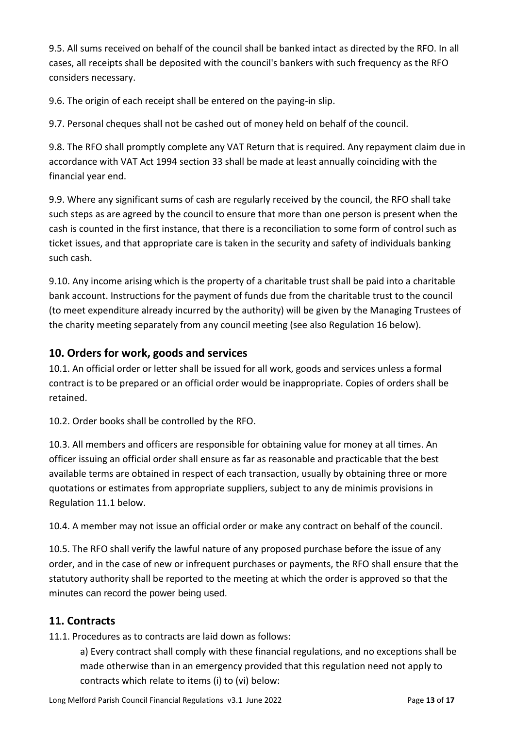9.5. All sums received on behalf of the council shall be banked intact as directed by the RFO. In all cases, all receipts shall be deposited with the council's bankers with such frequency as the RFO considers necessary.

9.6. The origin of each receipt shall be entered on the paying-in slip.

9.7. Personal cheques shall not be cashed out of money held on behalf of the council.

9.8. The RFO shall promptly complete any VAT Return that is required. Any repayment claim due in accordance with VAT Act 1994 section 33 shall be made at least annually coinciding with the financial year end.

9.9. Where any significant sums of cash are regularly received by the council, the RFO shall take such steps as are agreed by the council to ensure that more than one person is present when the cash is counted in the first instance, that there is a reconciliation to some form of control such as ticket issues, and that appropriate care is taken in the security and safety of individuals banking such cash.

9.10. Any income arising which is the property of a charitable trust shall be paid into a charitable bank account. Instructions for the payment of funds due from the charitable trust to the council (to meet expenditure already incurred by the authority) will be given by the Managing Trustees of the charity meeting separately from any council meeting (see also Regulation 16 below).

## 10. Orders for work, goods and services

10.1. An official order or letter shall be issued for all work, goods and services unless a formal contract is to be prepared or an official order would be inappropriate. Copies of orders shall be retained.

10.2. Order books shall be controlled by the RFO.

10.3. All members and officers are responsible for obtaining value for money at all times. An officer issuing an official order shall ensure as far as reasonable and practicable that the best available terms are obtained in respect of each transaction, usually by obtaining three or more quotations or estimates from appropriate suppliers, subject to any de minimis provisions in Regulation 11.1 below.

10.4. A member may not issue an official order or make any contract on behalf of the council.

10.5. The RFO shall verify the lawful nature of any proposed purchase before the issue of any order, and in the case of new or infrequent purchases or payments, the RFO shall ensure that the statutory authority shall be reported to the meeting at which the order is approved so that the minutes can record the power being used.

## 11. Contracts

11.1. Procedures as to contracts are laid down as follows:

a) Every contract shall comply with these financial regulations, and no exceptions shall be made otherwise than in an emergency provided that this regulation need not apply to contracts which relate to items (i) to (vi) below: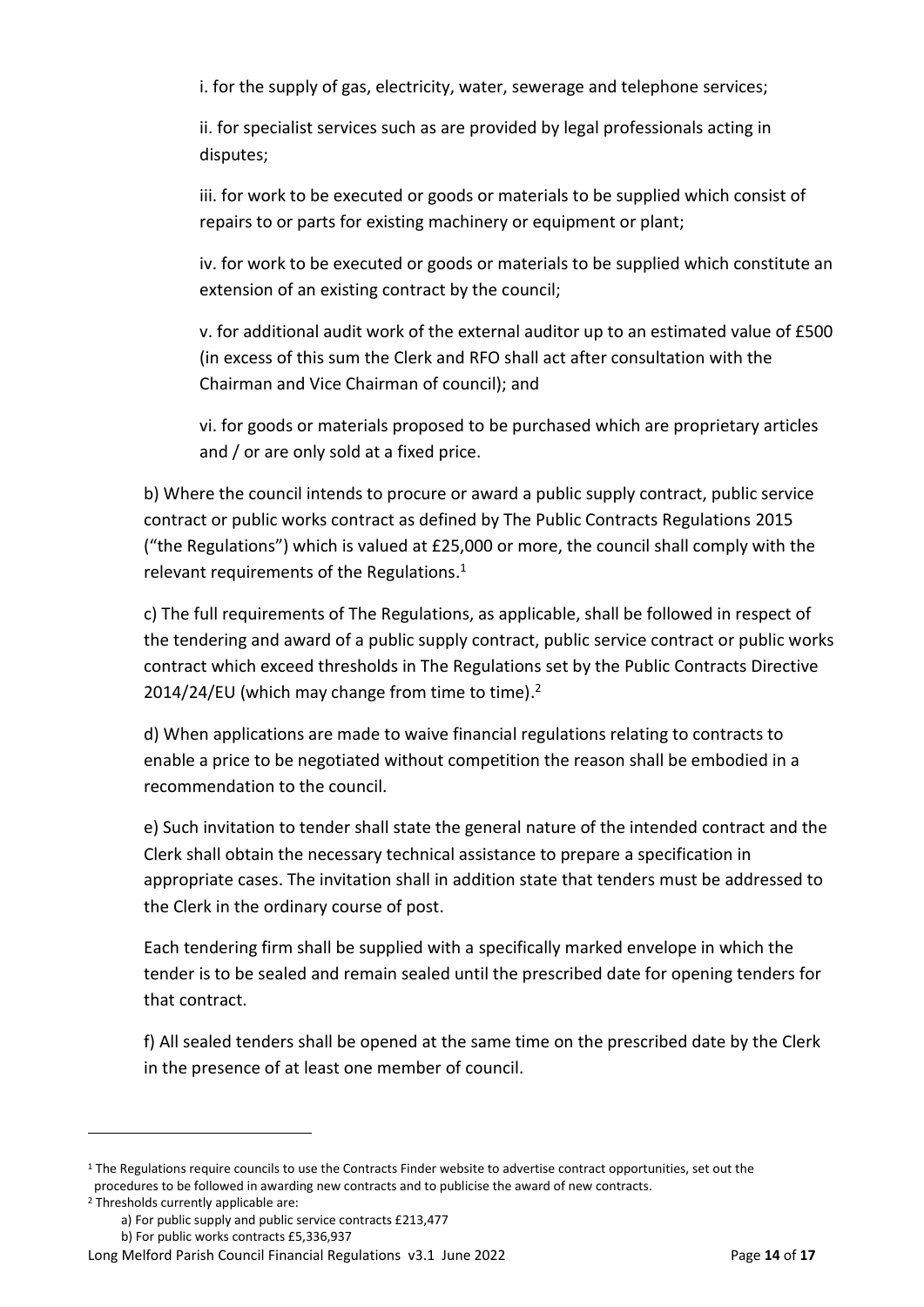i. for the supply of gas, electricity, water, sewerage and telephone services;

ii. for specialist services such as are provided by legal professionals acting in disputes;

iii. for work to be executed or goods or materials to be supplied which consist of repairs to or parts for existing machinery or equipment or plant;

iv. for work to be executed or goods or materials to be supplied which constitute an extension of an existing contract by the council;

v. for additional audit work of the external auditor up to an estimated value of £500 (in excess of this sum the Clerk and RFO shall act after consultation with the Chairman and Vice Chairman of council); and

vi. for goods or materials proposed to be purchased which are proprietary articles and / or are only sold at a fixed price.

b) Where the council intends to procure or award a public supply contract, public service contract or public works contract as defined by The Public Contracts Regulations 2015 ("the Regulations") which is valued at £25,000 or more, the council shall comply with the relevant requirements of the Regulations.[1]

c) The full requirements of The Regulations, as applicable, shall be followed in respect of the tendering and award of a public supply contract, public service contract or public works contract which exceed thresholds in The Regulations set by the Public Contracts Directive 2014/24/EU (which may change from time to time).[2]

d) When applications are made to waive financial regulations relating to contracts to enable a price to be negotiated without competition the reason shall be embodied in a recommendation to the council.

e) Such invitation to tender shall state the general nature of the intended contract and the Clerk shall obtain the necessary technical assistance to prepare a specification in appropriate cases. The invitation shall in addition state that tenders must be addressed to the Clerk in the ordinary course of post.

Each tendering firm shall be supplied with a specifically marked envelope in which the tender is to be sealed and remain sealed until the prescribed date for opening tenders for that contract.

f) All sealed tenders shall be opened at the same time on the prescribed date by the Clerk in the presence of at least one member of council.

---

[1] The Regulations require councils to use the Contracts Finder website to advertise contract opportunities, set out the procedures to be followed in awarding new contracts and to publicise the award of new contracts.

[2] Thresholds currently applicable are:

a) For public supply and public service contracts £213,477

b) For public works contracts £5,336,937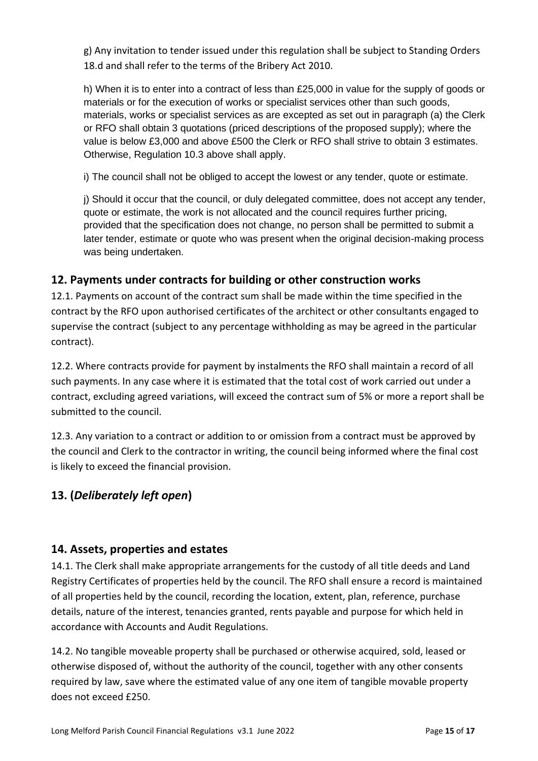g) Any invitation to tender issued under this regulation shall be subject to Standing Orders 18.d and shall refer to the terms of the Bribery Act 2010.

h) When it is to enter into a contract of less than £25,000 in value for the supply of goods or materials or for the execution of works or specialist services other than such goods, materials, works or specialist services as are excepted as set out in paragraph (a) the Clerk or RFO shall obtain 3 quotations (priced descriptions of the proposed supply); where the value is below £3,000 and above £500 the Clerk or RFO shall strive to obtain 3 estimates. Otherwise, Regulation 10.3 above shall apply.

i) The council shall not be obliged to accept the lowest or any tender, quote or estimate.

j) Should it occur that the council, or duly delegated committee, does not accept any tender, quote or estimate, the work is not allocated and the council requires further pricing, provided that the specification does not change, no person shall be permitted to submit a later tender, estimate or quote who was present when the original decision-making process was being undertaken.

## 12. Payments under contracts for building or other construction works

12.1. Payments on account of the contract sum shall be made within the time specified in the contract by the RFO upon authorised certificates of the architect or other consultants engaged to supervise the contract (subject to any percentage withholding as may be agreed in the particular contract).

12.2. Where contracts provide for payment by instalments the RFO shall maintain a record of all such payments. In any case where it is estimated that the total cost of work carried out under a contract, excluding agreed variations, will exceed the contract sum of 5% or more a report shall be submitted to the council.

12.3. Any variation to a contract or addition to or omission from a contract must be approved by the council and Clerk to the contractor in writing, the council being informed where the final cost is likely to exceed the financial provision.

## 13. (*Deliberately left open*)

## 14. Assets, properties and estates

14.1. The Clerk shall make appropriate arrangements for the custody of all title deeds and Land Registry Certificates of properties held by the council. The RFO shall ensure a record is maintained of all properties held by the council, recording the location, extent, plan, reference, purchase details, nature of the interest, tenancies granted, rents payable and purpose for which held in accordance with Accounts and Audit Regulations.

14.2. No tangible moveable property shall be purchased or otherwise acquired, sold, leased or otherwise disposed of, without the authority of the council, together with any other consents required by law, save where the estimated value of any one item of tangible movable property does not exceed £250.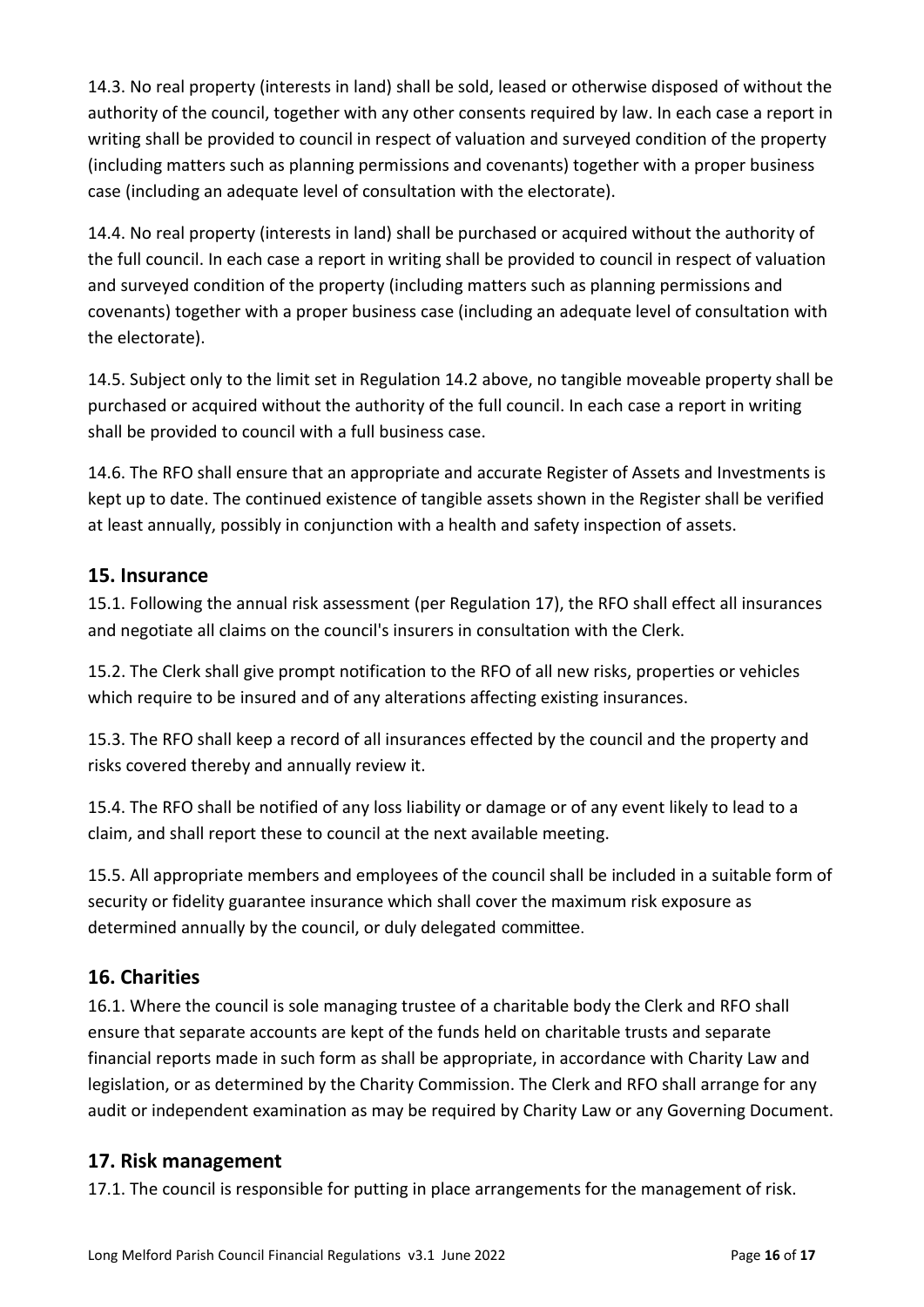14.3. No real property (interests in land) shall be sold, leased or otherwise disposed of without the authority of the council, together with any other consents required by law. In each case a report in writing shall be provided to council in respect of valuation and surveyed condition of the property (including matters such as planning permissions and covenants) together with a proper business case (including an adequate level of consultation with the electorate).

14.4. No real property (interests in land) shall be purchased or acquired without the authority of the full council. In each case a report in writing shall be provided to council in respect of valuation and surveyed condition of the property (including matters such as planning permissions and covenants) together with a proper business case (including an adequate level of consultation with the electorate).

14.5. Subject only to the limit set in Regulation 14.2 above, no tangible moveable property shall be purchased or acquired without the authority of the full council. In each case a report in writing shall be provided to council with a full business case.

14.6. The RFO shall ensure that an appropriate and accurate Register of Assets and Investments is kept up to date. The continued existence of tangible assets shown in the Register shall be verified at least annually, possibly in conjunction with a health and safety inspection of assets.

## 15. Insurance

15.1. Following the annual risk assessment (per Regulation 17), the RFO shall effect all insurances and negotiate all claims on the council's insurers in consultation with the Clerk.

15.2. The Clerk shall give prompt notification to the RFO of all new risks, properties or vehicles which require to be insured and of any alterations affecting existing insurances.

15.3. The RFO shall keep a record of all insurances effected by the council and the property and risks covered thereby and annually review it.

15.4. The RFO shall be notified of any loss liability or damage or of any event likely to lead to a claim, and shall report these to council at the next available meeting.

15.5. All appropriate members and employees of the council shall be included in a suitable form of security or fidelity guarantee insurance which shall cover the maximum risk exposure as determined annually by the council, or duly delegated committee.

## 16. Charities

16.1. Where the council is sole managing trustee of a charitable body the Clerk and RFO shall ensure that separate accounts are kept of the funds held on charitable trusts and separate financial reports made in such form as shall be appropriate, in accordance with Charity Law and legislation, or as determined by the Charity Commission. The Clerk and RFO shall arrange for any audit or independent examination as may be required by Charity Law or any Governing Document.

## 17. Risk management

17.1. The council is responsible for putting in place arrangements for the management of risk.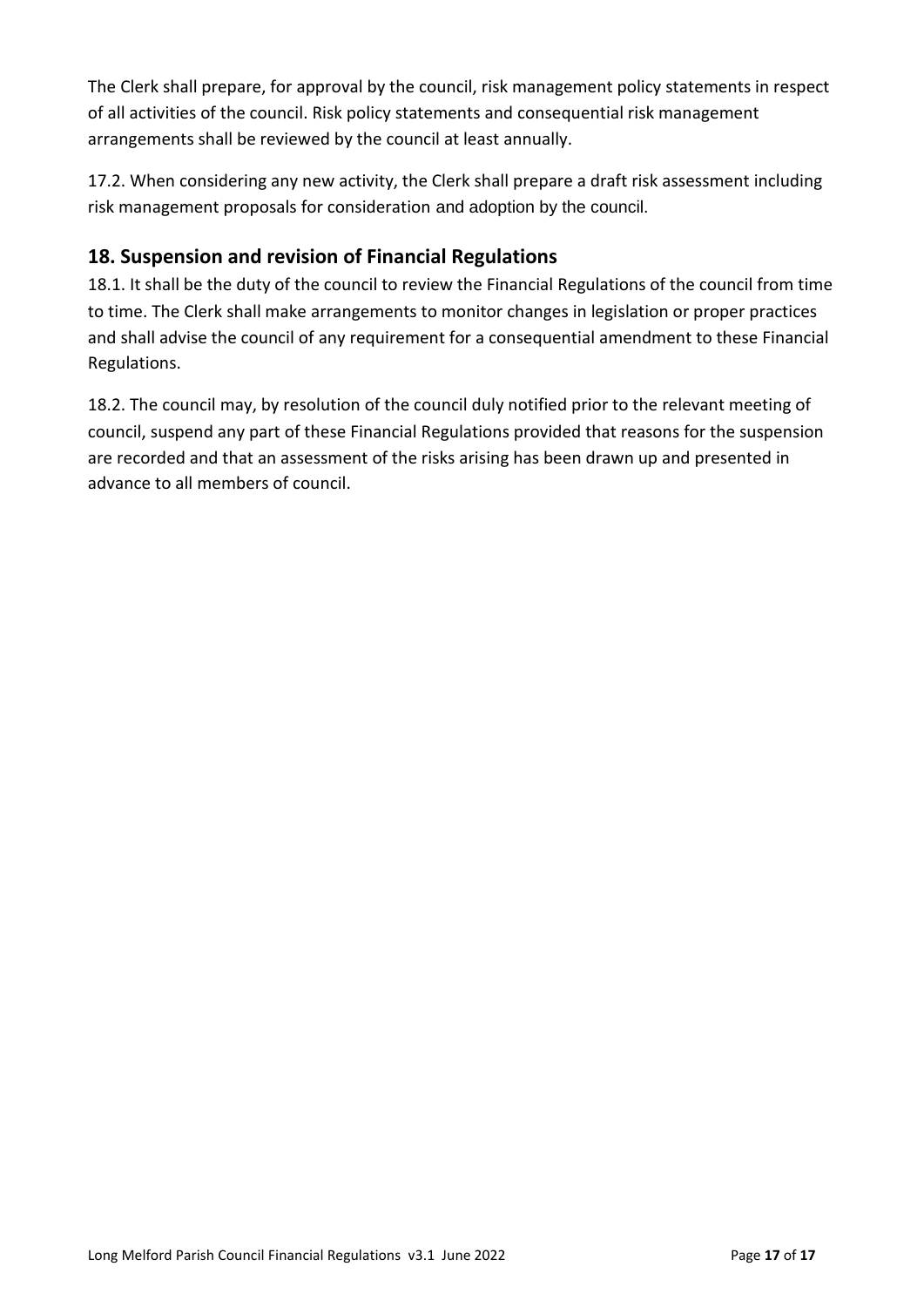The Clerk shall prepare, for approval by the council, risk management policy statements in respect of all activities of the council. Risk policy statements and consequential risk management arrangements shall be reviewed by the council at least annually.

17.2. When considering any new activity, the Clerk shall prepare a draft risk assessment including risk management proposals for consideration and adoption by the council.

## 18. Suspension and revision of Financial Regulations

18.1. It shall be the duty of the council to review the Financial Regulations of the council from time to time. The Clerk shall make arrangements to monitor changes in legislation or proper practices and shall advise the council of any requirement for a consequential amendment to these Financial Regulations.

18.2. The council may, by resolution of the council duly notified prior to the relevant meeting of council, suspend any part of these Financial Regulations provided that reasons for the suspension are recorded and that an assessment of the risks arising has been drawn up and presented in advance to all members of council.